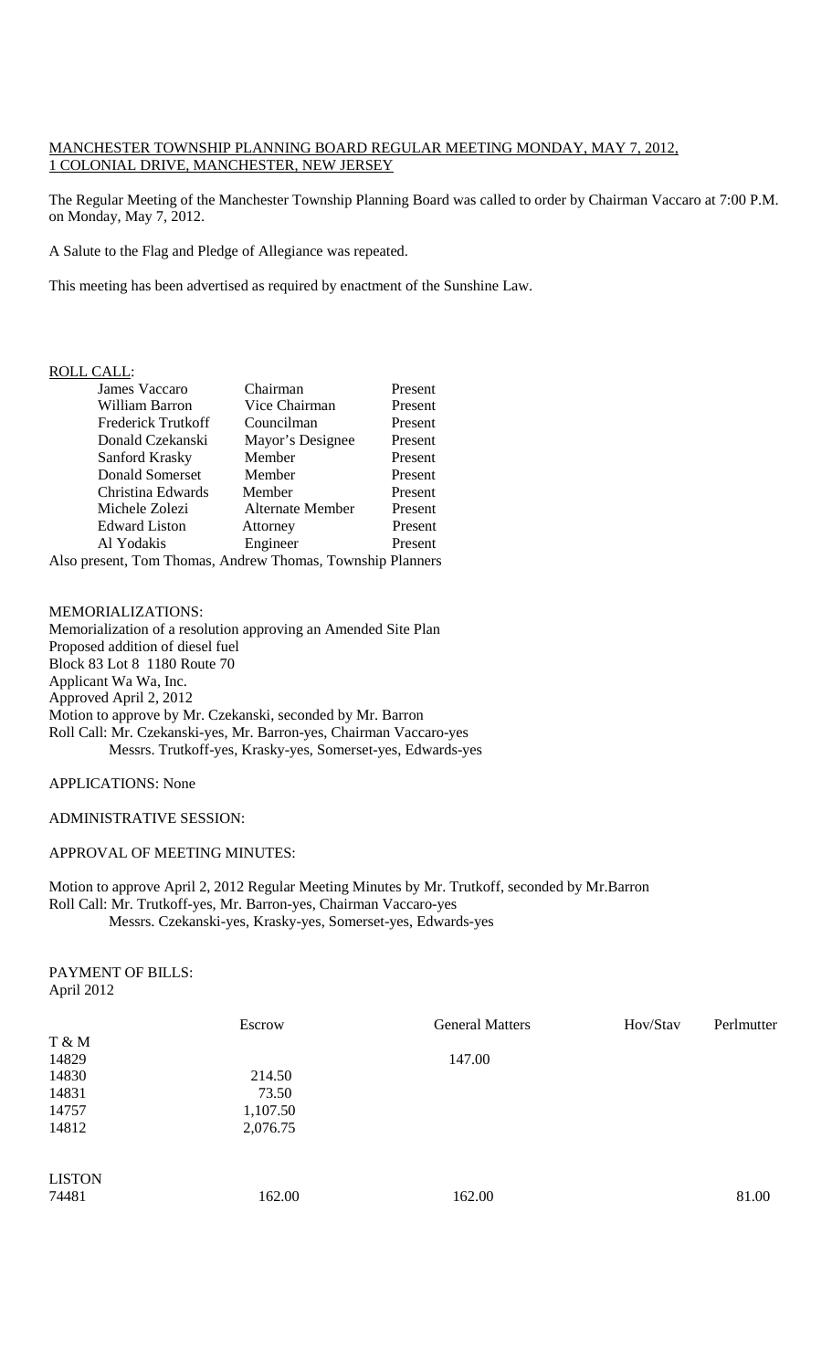MANCHESTER TOWNSHIP PLANNING BOARD REGULAR MEETING MONDAY, MAY 7, 2012, 1 COLONIAL DRIVE, MANCHESTER, NEW JERSEY

The Regular Meeting of the Manchester Township Planning Board was called to order by Chairman Vaccaro at 7:00 P.M. on Monday, May 7, 2012.

A Salute to the Flag and Pledge of Allegiance was repeated.

This meeting has been advertised as required by enactment of the Sunshine Law.

ROLL CALL:

| | | |
|---|---|---|
| James Vaccaro | Chairman | Present |
| William Barron | Vice Chairman | Present |
| Frederick Trutkoff | Councilman | Present |
| Donald Czekanski | Mayor's Designee | Present |
| Sanford Krasky | Member | Present |
| Donald Somerset | Member | Present |
| Christina Edwards | Member | Present |
| Michele Zolezi | Alternate Member | Present |
| Edward Liston | Attorney | Present |
| Al Yodakis | Engineer | Present |

Also present, Tom Thomas, Andrew Thomas, Township Planners

MEMORIALIZATIONS:
Memorialization of a resolution approving an Amended Site Plan
Proposed addition of diesel fuel
Block 83 Lot 8 1180 Route 70
Applicant Wa Wa, Inc.
Approved April 2, 2012
Motion to approve by Mr. Czekanski, seconded by Mr. Barron
Roll Call: Mr. Czekanski-yes, Mr. Barron-yes, Chairman Vaccaro-yes
Messrs. Trutkoff-yes, Krasky-yes, Somerset-yes, Edwards-yes

APPLICATIONS: None

ADMINISTRATIVE SESSION:

APPROVAL OF MEETING MINUTES:

Motion to approve April 2, 2012 Regular Meeting Minutes by Mr. Trutkoff, seconded by Mr.Barron
Roll Call: Mr. Trutkoff-yes, Mr. Barron-yes, Chairman Vaccaro-yes
Messrs. Czekanski-yes, Krasky-yes, Somerset-yes, Edwards-yes

PAYMENT OF BILLS:
April 2012

| | Escrow | General Matters | Hov/Stav | Perlmutter |
|---|---|---|---|---|
| T & M | | | | |
| 14829 | | 147.00 | | |
| 14830 | 214.50 | | | |
| 14831 | 73.50 | | | |
| 14757 | 1,107.50 | | | |
| 14812 | 2,076.75 | | | |
| LISTON | | | | |
| 74481 | 162.00 | 162.00 | | 81.00 |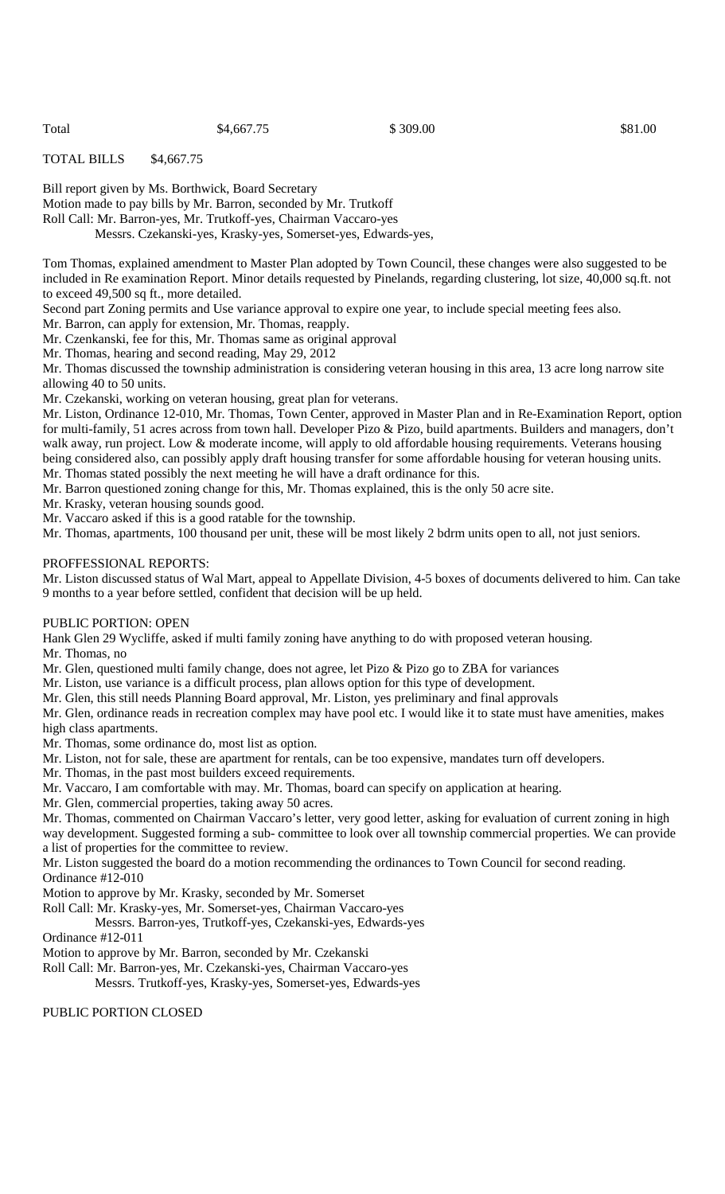| Total | $4,667.75 | $ 309.00 | $81.00 |
|---|---|---|---|

TOTAL BILLS $4,667.75

Bill report given by Ms. Borthwick, Board Secretary
Motion made to pay bills by Mr. Barron, seconded by Mr. Trutkoff
Roll Call: Mr. Barron-yes, Mr. Trutkoff-yes, Chairman Vaccaro-yes
Messrs. Czekanski-yes, Krasky-yes, Somerset-yes, Edwards-yes,

Tom Thomas, explained amendment to Master Plan adopted by Town Council, these changes were also suggested to be included in Re examination Report. Minor details requested by Pinelands, regarding clustering, lot size, 40,000 sq.ft. not to exceed 49,500 sq ft., more detailed.
Second part Zoning permits and Use variance approval to expire one year, to include special meeting fees also.
Mr. Barron, can apply for extension, Mr. Thomas, reapply.
Mr. Czenkanski, fee for this, Mr. Thomas same as original approval
Mr. Thomas, hearing and second reading, May 29, 2012
Mr. Thomas discussed the township administration is considering veteran housing in this area, 13 acre long narrow site allowing 40 to 50 units.
Mr. Czekanski, working on veteran housing, great plan for veterans.
Mr. Liston, Ordinance 12-010, Mr. Thomas, Town Center, approved in Master Plan and in Re-Examination Report, option for multi-family, 51 acres across from town hall. Developer Pizo & Pizo, build apartments. Builders and managers, don't walk away, run project. Low & moderate income, will apply to old affordable housing requirements. Veterans housing being considered also, can possibly apply draft housing transfer for some affordable housing for veteran housing units.
Mr. Thomas stated possibly the next meeting he will have a draft ordinance for this.
Mr. Barron questioned zoning change for this, Mr. Thomas explained, this is the only 50 acre site.
Mr. Krasky, veteran housing sounds good.
Mr. Vaccaro asked if this is a good ratable for the township.
Mr. Thomas, apartments, 100 thousand per unit, these will be most likely 2 bdrm units open to all, not just seniors.

PROFFESSIONAL REPORTS:
Mr. Liston discussed status of Wal Mart, appeal to Appellate Division, 4-5 boxes of documents delivered to him. Can take 9 months to a year before settled, confident that decision will be up held.

PUBLIC PORTION: OPEN
Hank Glen 29 Wycliffe, asked if multi family zoning have anything to do with proposed veteran housing.
Mr. Thomas, no
Mr. Glen, questioned multi family change, does not agree, let Pizo & Pizo go to ZBA for variances
Mr. Liston, use variance is a difficult process, plan allows option for this type of development.
Mr. Glen, this still needs Planning Board approval, Mr. Liston, yes preliminary and final approvals
Mr. Glen, ordinance reads in recreation complex may have pool etc. I would like it to state must have amenities, makes high class apartments.
Mr. Thomas, some ordinance do, most list as option.
Mr. Liston, not for sale, these are apartment for rentals, can be too expensive, mandates turn off developers.
Mr. Thomas, in the past most builders exceed requirements.
Mr. Vaccaro, I am comfortable with may. Mr. Thomas, board can specify on application at hearing.
Mr. Glen, commercial properties, taking away 50 acres.
Mr. Thomas, commented on Chairman Vaccaro's letter, very good letter, asking for evaluation of current zoning in high way development. Suggested forming a sub- committee to look over all township commercial properties. We can provide a list of properties for the committee to review.
Mr. Liston suggested the board do a motion recommending the ordinances to Town Council for second reading.
Ordinance #12-010
Motion to approve by Mr. Krasky, seconded by Mr. Somerset
Roll Call: Mr. Krasky-yes, Mr. Somerset-yes, Chairman Vaccaro-yes
Messrs. Barron-yes, Trutkoff-yes, Czekanski-yes, Edwards-yes
Ordinance #12-011
Motion to approve by Mr. Barron, seconded by Mr. Czekanski
Roll Call: Mr. Barron-yes, Mr. Czekanski-yes, Chairman Vaccaro-yes
Messrs. Trutkoff-yes, Krasky-yes, Somerset-yes, Edwards-yes

PUBLIC PORTION CLOSED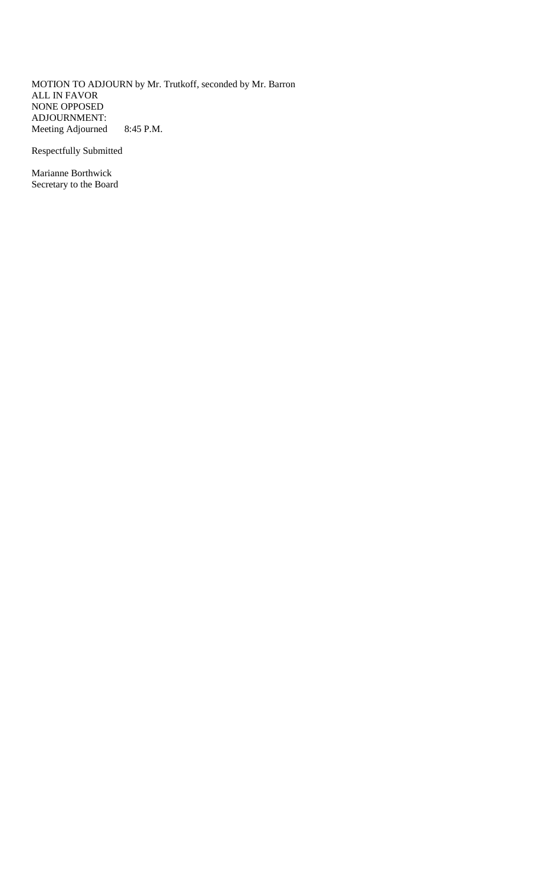MOTION TO ADJOURN by Mr. Trutkoff, seconded by Mr. Barron
ALL IN FAVOR
NONE OPPOSED
ADJOURNMENT:
Meeting Adjourned 8:45 P.M.

Respectfully Submitted

Marianne Borthwick
Secretary to the Board